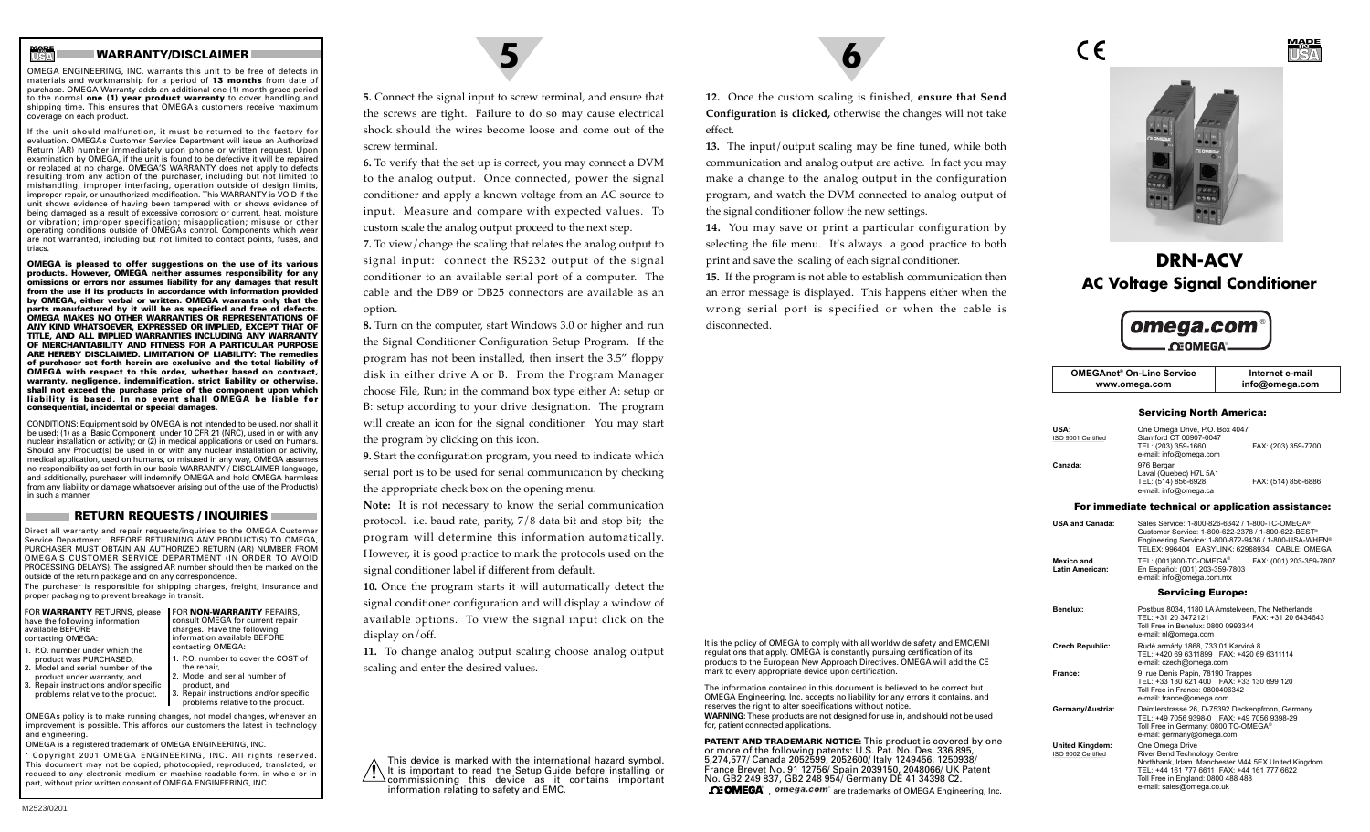## WARRANTY/DISCLAIMER

OMEGA ENGINEERING, INC. warrants this unit to be free of defects in materials and workmanship for a period of **13 months** from date of purchase. OMEGA Warranty adds an additional one (1) month grace period to the normal **one (1) year product warranty** to cover handling and shipping time. This ensures that OMEGAs customers receive maximum coverage on each product.

If the unit should malfunction, it must be returned to the factory for evaluation. OMEGAs Customer Service Department will issue an Authorized Return (AR) number immediately upon phone or written request. Upon examination by OMEGA, if the unit is found to be defective it will be repaired or replaced at no charge. OMEGA'S WARRANTY does not apply to defects resulting from any action of the purchaser, including but not limited to mishandling, improper interfacing, operation outside of design limits, improper repair, or unauthorized modification. This WARRANTY is VOID if the unit shows evidence of having been tampered with or shows evidence of being damaged as a result of excessive corrosion; or current, heat, moisture or vibration; improper specification; misapplication; misuse or other operating conditions outside of OMEGAs control. Components which wear are not warranted, including but not limited to contact points, fuses, and triacs.

**OMEGA is pleased to offer suggestions on the use of its various products. However, OMEGA neither assumes responsibility for any omissions or errors nor assumes liability for any damages that result from the use if its products in accordance with information provided by OMEGA, either verbal or written. OMEGA warrants only that the parts manufactured by it will be as specified and free of defects. OMEGA MAKES NO OTHER WARRANTIES OR REPRESENTATIONS OF ANY KIND WHATSOEVER, EXPRESSED OR IMPLIED, EXCEPT THAT OF TITLE, AND ALL IMPLIED WARRANTIES INCLUDING ANY WARRANTY OF MERCHANTABILITY AND FITNESS FOR A PARTICULAR PURPOSE ARE HEREBY DISCLAIMED. LIMITATION OF LIABILITY: The remedies of purchaser set forth herein are exclusive and the total liability of OMEGA with respect to this order, whether based on contract, warranty, negligence, indemnification, strict liability or otherwise, shall not exceed the purchase price of the component upon which liability is based. In no event shall OMEGA be liable for consequential, incidental or special damages.**

CONDITIONS: Equipment sold by OMEGA is not intended to be used, nor shall it be used: (1) as a Basic Component under 10 CFR 21 (NRC), used in or with any nuclear installation or activity; or (2) in medical applications or used on humans. Should any Product(s) be used in or with any nuclear installation or activity, medical application, used on humans, or misused in any way, OMEGA assumes no responsibility as set forth in our basic WARRANTY / DISCLAIMER language, and additionally, purchaser will indemnify OMEGA and hold OMEGA harmless from any liability or damage whatsoever arising out of the use of the Product(s) in such a manner.

## RETURN REQUESTS / INQUIRIES

Direct all warranty and repair requests/inquiries to the OMEGA Customer Service Department. BEFORE RETURNING ANY PRODUCT(S) TO OMEGA, PURCHASER MUST OBTAIN AN AUTHORIZED RETURN (AR) NUMBER FROM OMEGA S CUSTOMER SERVICE DEPARTMENT (IN ORDER TO AVOID PROCESSING DELAYS). The assigned AR number should then be marked on the outside of the return package and on any correspondence.

The purchaser is responsible for shipping charges, freight, insurance and proper packaging to prevent breakage in transit.

FOR **WARRANTY** RETURNS, please have the following information available BEFORE contacting OMEGA:

1. P.O. number under which the product was PURCHASED,
2. Model and serial number of the product under warranty, and
3. Repair instructions and/or specific problems relative to the product.

FOR **NON-WARRANTY** REPAIRS, consult OMEGA for current repair charges. Have the following information available BEFORE contacting OMEGA:

1. P.O. number to cover the COST of the repair,
2. Model and serial number of product, and
3. Repair instructions and/or specific problems relative to the product.

OMEGAs policy is to make running changes, not model changes, whenever an improvement is possible. This affords our customers the latest in technology and engineering.

OMEGA is a registered trademark of OMEGA ENGINEERING, INC.

' Copyright 2001 OMEGA ENGINEERING, INC. All rights reserved. This document may not be copied, photocopied, reproduced, translated, or reduced to any electronic medium or machine-readable form, in whole or in part, without prior written consent of OMEGA ENGINEERING, INC.

M2523/0201

**5.** Connect the signal input to screw terminal, and ensure that the screws are tight. Failure to do so may cause electrical shock should the wires become loose and come out of the screw terminal.

**6.** To verify that the set up is correct, you may connect a DVM to the analog output. Once connected, power the signal conditioner and apply a known voltage from an AC source to input. Measure and compare with expected values. To custom scale the analog output proceed to the next step.

**7.** To view/change the scaling that relates the analog output to signal input: connect the RS232 output of the signal conditioner to an available serial port of a computer. The cable and the DB9 or DB25 connectors are available as an option.

**8.** Turn on the computer, start Windows 3.0 or higher and run the Signal Conditioner Configuration Setup Program. If the program has not been installed, then insert the 3.5" floppy disk in either drive A or B. From the Program Manager choose File, Run; in the command box type either A: setup or B: setup according to your drive designation. The program will create an icon for the signal conditioner. You may start the program by clicking on this icon.

**9.** Start the configuration program, you need to indicate which serial port is to be used for serial communication by checking the appropriate check box on the opening menu.

**Note:** It is not necessary to know the serial communication protocol. i.e. baud rate, parity, 7/8 data bit and stop bit; the program will determine this information automatically. However, it is good practice to mark the protocols used on the signal conditioner label if different from default.

**10.** Once the program starts it will automatically detect the signal conditioner configuration and will display a window of available options. To view the signal input click on the display on/off.

**11.** To change analog output scaling choose analog output scaling and enter the desired values.

This device is marked with the international hazard symbol. It is important to read the Setup Guide before installing or commissioning this device as it contains important information relating to safety and EMC.

**12.** Once the custom scaling is finished, **ensure that Send Configuration is clicked,** otherwise the changes will not take effect.

**13.** The input/output scaling may be fine tuned, while both communication and analog output are active. In fact you may make a change to the analog output in the configuration program, and watch the DVM connected to analog output of the signal conditioner follow the new settings.

**14.** You may save or print a particular configuration by selecting the file menu. It's always a good practice to both print and save the scaling of each signal conditioner.

**15.** If the program is not able to establish communication then an error message is displayed. This happens either when the wrong serial port is specified or when the cable is disconnected.

It is the policy of OMEGA to comply with all worldwide safety and EMC/EMI regulations that apply. OMEGA is constantly pursuing certification of its products to the European New Approach Directives. OMEGA will add the CE mark to every appropriate device upon certification.

The information contained in this document is believed to be correct but OMEGA Engineering, Inc. accepts no liability for any errors it contains, and reserves the right to alter specifications without notice.

**WARNING:** These products are not designed for use in, and should not be used for, patient connected applications.

**PATENT AND TRADEMARK NOTICE:** This product is covered by one or more of the following patents: U.S. Pat. No. Des. 336,895, 5,274,577/ Canada 2052599, 2052600/ Italy 1249456, 1250938/ France Brevet No. 91 12756/ Spain 2039150, 2048066/ UK Patent No. GB2 249 837, GB2 248 954/ Germany DE 41 34398 C2.

CEOMEGA, omega.com are trademarks of OMEGA Engineering, Inc.

# DRN-ACV

## AC Voltage Signal Conditioner

omega.com

| OMEGAnet® On-Line Service www.omega.com | Internet e-mail info@omega.com |
|---|---|

### Servicing North America:

| | | |
|---|---|---|
| USA: ISO 9001 Certified | One Omega Drive, P.O. Box 4047 Stamford CT 06907-0047 TEL: (203) 359-1660 e-mail: info@omega.com | FAX: (203) 359-7700 |
| Canada: | 976 Bergar Laval (Quebec) H7L 5A1 TEL: (514) 856-6928 e-mail: info@omega.ca | FAX: (514) 856-6886 |

### For immediate technical or application assistance:

| | | |
|---|---|---|
| USA and Canada: | Sales Service: 1-800-826-6342 / 1-800-TC-OMEGA® Customer Service: 1-800-622-2378 / 1-800-622-BEST® Engineering Service: 1-800-872-9436 / 1-800-USA-WHEN® TELEX: 996404 EASYLINK: 62968934 CABLE: OMEGA | |
| Mexico and Latin American: | TEL: (001)800-TC-OMEGA® En Español: (001) 203-359-7803 e-mail: info@omega.com.mx | FAX: (001) 203-359-7807 |

### Servicing Europe:

| | |
|---|---|
| Benelux: | Postbus 8034, 1180 LA Amstelveen, The Netherlands TEL: +31 20 3472121 FAX: +31 20 6434643 Toll Free in Benelux: 0800 0993344 e-mail: nl@omega.com |
| Czech Republic: | Rudé armády 1868, 733 01 Karviná 8 TEL: +420 69 6311899 FAX: +420 69 6311114 e-mail: czech@omega.com |
| France: | 9, rue Denis Papin, 78190 Trappes TEL: +33 130 621 400 FAX: +33 130 699 120 Toll Free in France: 0800406342 e-mail: france@omega.com |
| Germany/Austria: | Daimlerstrasse 26, D-75392 Deckenpfronn, Germany TEL: +49 7056 9398-0 FAX: +49 7056 9398-29 Toll Free in Germany: 0800 TC-OMEGA® e-mail: germany@omega.com |
| United Kingdom: ISO 9002 Certified | One Omega Drive River Bend Technology Centre Northbank, Irlam Manchester M44 5EX United Kingdom TEL: +44 161 777 6611 FAX: +44 161 777 6622 Toll Free in England: 0800 488 488 e-mail: sales@omega.co.uk |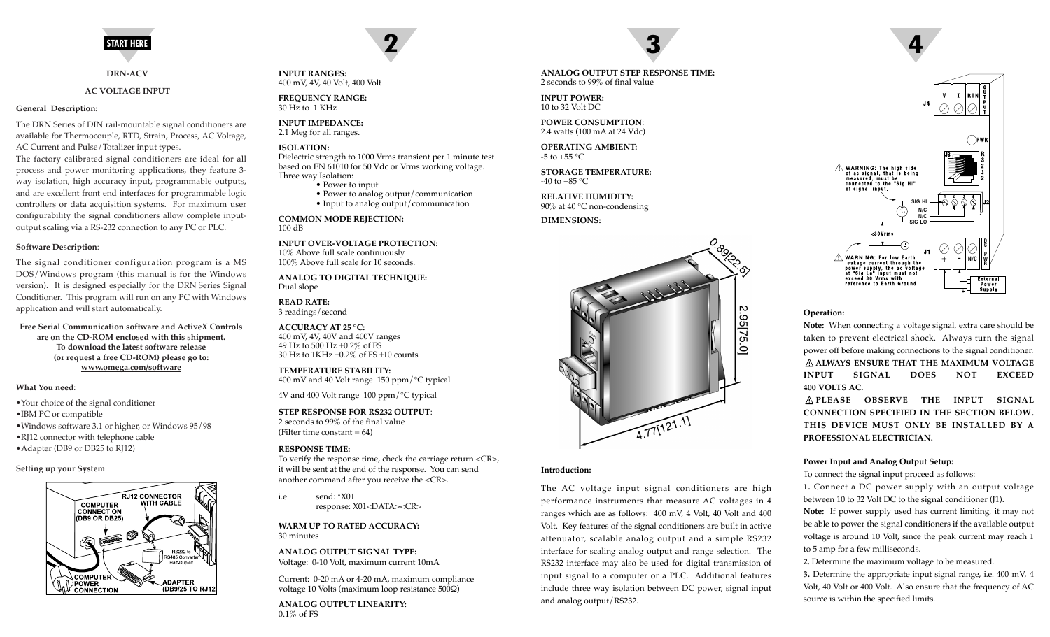START HERE

**DRN-ACV**

**AC VOLTAGE INPUT**

**General Description:**

The DRN Series of DIN rail-mountable signal conditioners are available for Thermocouple, RTD, Strain, Process, AC Voltage, AC Current and Pulse/Totalizer input types.

The factory calibrated signal conditioners are ideal for all process and power monitoring applications, they feature 3-way isolation, high accuracy input, programmable outputs, and are excellent front end interfaces for programmable logic controllers or data acquisition systems. For maximum user configurability the signal conditioners allow complete input-output scaling via a RS-232 connection to any PC or PLC.

**Software Description**:

The signal conditioner configuration program is a MS DOS/Windows program (this manual is for the Windows version). It is designed especially for the DRN Series Signal Conditioner. This program will run on any PC with Windows application and will start automatically.

**Free Serial Communication software and ActiveX Controls are on the CD-ROM enclosed with this shipment. To download the latest software release (or request a free CD-ROM) please go to: www.omega.com/software**

**What You need**:

- Your choice of the signal conditioner
- IBM PC or compatible
- Windows software 3.1 or higher, or Windows 95/98
- RJ12 connector with telephone cable
- Adapter (DB9 or DB25 to RJ12)

**Setting up your System**

RJ12 CONNECTOR WITH CABLE
COMPUTER CONNECTION (DB9 OR DB25)
RS232 to RS485 Converter Half-Duplex
COMPUTER POWER CONNECTION
ADAPTER (DB9/25 TO RJ12)

**INPUT RANGES:**
400 mV, 4V, 40 Volt, 400 Volt

**FREQUENCY RANGE:**
30 Hz to 1 KHz

**INPUT IMPEDANCE:**
2.1 Meg for all ranges.

**ISOLATION:**
Dielectric strength to 1000 Vrms transient per 1 minute test based on EN 61010 for 50 Vdc or Vrms working voltage.
Three way Isolation:
- Power to input
- Power to analog output/communication
- Input to analog output/communication

**COMMON MODE REJECTION:**
100 dB

**INPUT OVER-VOLTAGE PROTECTION:**
10% Above full scale continuously.
100% Above full scale for 10 seconds.

**ANALOG TO DIGITAL TECHNIQUE:**
Dual slope

**READ RATE:**
3 readings/second

**ACCURACY AT 25 °C:**
400 mV, 4V, 40V and 400V ranges
49 Hz to 500 Hz ±0.2% of FS
30 Hz to 1KHz ±0.2% of FS ±10 counts

**TEMPERATURE STABILITY:**
400 mV and 40 Volt range 150 ppm/°C typical

4V and 400 Volt range 100 ppm/°C typical

**STEP RESPONSE FOR RS232 OUTPUT**:
2 seconds to 99% of the final value
(Filter time constant = 64)

**RESPONSE TIME:**
To verify the response time, check the carriage return <CR>, it will be sent at the end of the response. You can send another command after you receive the <CR>.

i.e. send: *X01
response: X01<DATA><CR>

**WARM UP TO RATED ACCURACY:**
30 minutes

**ANALOG OUTPUT SIGNAL TYPE:**
Voltage: 0-10 Volt, maximum current 10mA

Current: 0-20 mA or 4-20 mA, maximum compliance voltage 10 Volts (maximum loop resistance 500Ω)

**ANALOG OUTPUT LINEARITY:**
0.1% of FS

**ANALOG OUTPUT STEP RESPONSE TIME:**
2 seconds to 99% of final value

**INPUT POWER:**
10 to 32 Volt DC

**POWER CONSUMPTION**:
2.4 watts (100 mA at 24 Vdc)

**OPERATING AMBIENT:**
-5 to +55 °C

**STORAGE TEMPERATURE:**
-40 to +85 °C

**RELATIVE HUMIDITY:**
90% at 40 °C non-condensing

**DIMENSIONS:**

0.89[22.5]
2.95[75.0]
4.77[121.1]

**Introduction:**

The AC voltage input signal conditioners are high performance instruments that measure AC voltages in 4 ranges which are as follows: 400 mV, 4 Volt, 40 Volt and 400 Volt. Key features of the signal conditioners are built in active attenuator, scalable analog output and a simple RS232 interface for scaling analog output and range selection. The RS232 interface may also be used for digital transmission of input signal to a computer or a PLC. Additional features include three way isolation between DC power, signal input and analog output/RS232.

J4 V I RTN OUTPUT
PWR
J3 RS232
WARNING: The high side of ac signal, that is being measured, must be connected to the "Sig Hi" of signal input.
SIG HI
N/C
N/C
SIG LO
J2
<30Vrms
J1 + - N/C DC PWR
WARNING: For low Earth leakage current through the power supply, the ac voltage at "Sig Lo" input must not exceed 30 Vrms with reference to Earth Ground.
External Power Supply

**Operation:**

**Note:** When connecting a voltage signal, extra care should be taken to prevent electrical shock. Always turn the signal power off before making connections to the signal conditioner.

⚠ **ALWAYS ENSURE THAT THE MAXIMUM VOLTAGE INPUT SIGNAL DOES NOT EXCEED 400 VOLTS AC.**

⚠ **PLEASE OBSERVE THE INPUT SIGNAL CONNECTION SPECIFIED IN THE SECTION BELOW. THIS DEVICE MUST ONLY BE INSTALLED BY A PROFESSIONAL ELECTRICIAN.**

**Power Input and Analog Output Setup:**

To connect the signal input proceed as follows:

**1.** Connect a DC power supply with an output voltage between 10 to 32 Volt DC to the signal conditioner (J1).

**Note:** If power supply used has current limiting, it may not be able to power the signal conditioners if the available output voltage is around 10 Volt, since the peak current may reach 1 to 5 amp for a few milliseconds.

**2.** Determine the maximum voltage to be measured.

**3.** Determine the appropriate input signal range, i.e. 400 mV, 4 Volt, 40 Volt or 400 Volt. Also ensure that the frequency of AC source is within the specified limits.